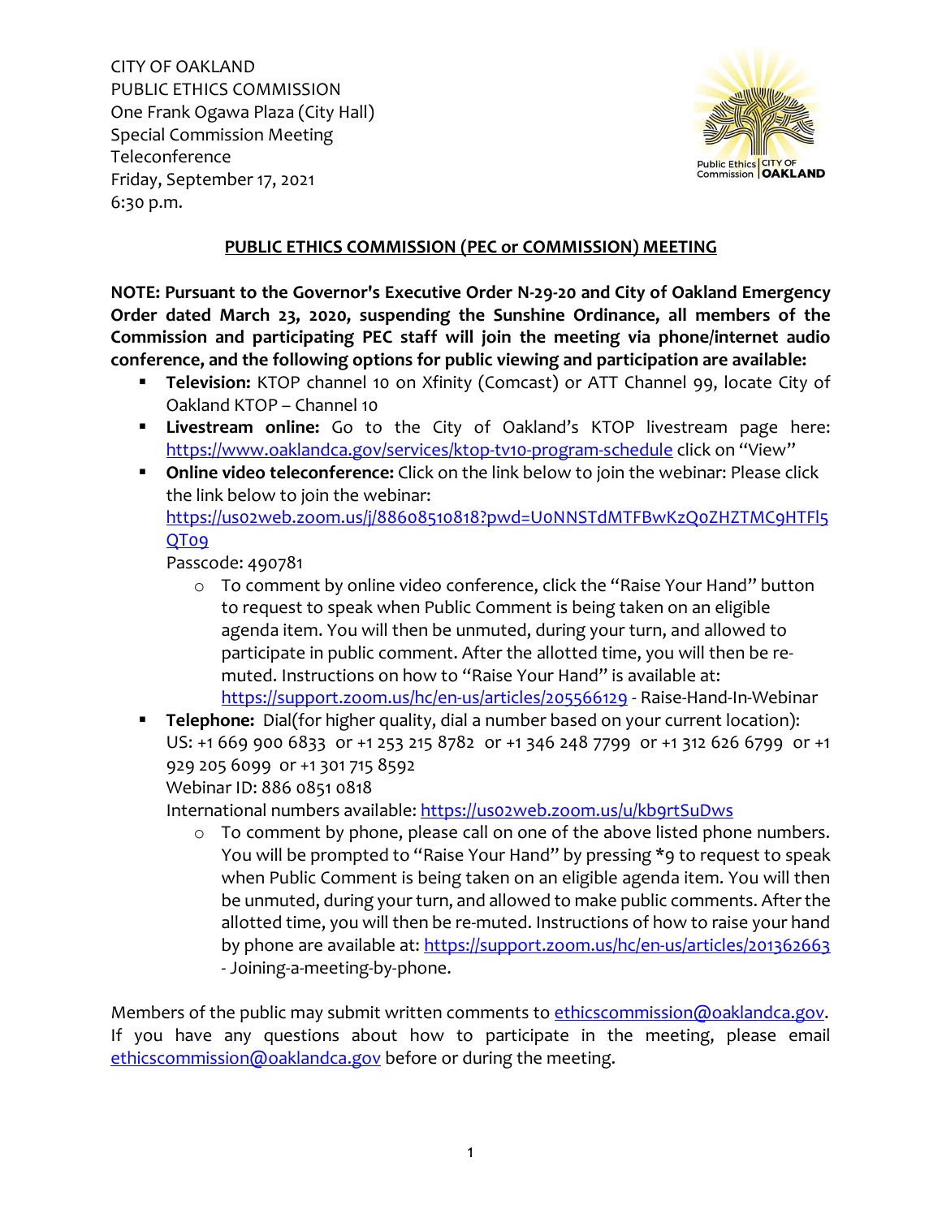CITY OF OAKLAND
PUBLIC ETHICS COMMISSION
One Frank Ogawa Plaza (City Hall)
Special Commission Meeting
Teleconference
Friday, September 17, 2021
6:30 p.m.

## PUBLIC ETHICS COMMISSION (PEC or COMMISSION) MEETING

**NOTE: Pursuant to the Governor's Executive Order N-29-20 and City of Oakland Emergency Order dated March 23, 2020, suspending the Sunshine Ordinance, all members of the Commission and participating PEC staff will join the meeting via phone/internet audio conference, and the following options for public viewing and participation are available:**

- **Television:** KTOP channel 10 on Xfinity (Comcast) or ATT Channel 99, locate City of Oakland KTOP – Channel 10
- **Livestream online:** Go to the City of Oakland's KTOP livestream page here: https://www.oaklandca.gov/services/ktop-tv10-program-schedule click on "View"
- **Online video teleconference:** Click on the link below to join the webinar: Please click the link below to join the webinar: https://us02web.zoom.us/j/88608510818?pwd=U0NNSTdMTFBwKzQ0ZHZTMC9HTFl5QT09
  Passcode: 490781
  - To comment by online video conference, click the "Raise Your Hand" button to request to speak when Public Comment is being taken on an eligible agenda item. You will then be unmuted, during your turn, and allowed to participate in public comment. After the allotted time, you will then be re-muted. Instructions on how to "Raise Your Hand" is available at: https://support.zoom.us/hc/en-us/articles/205566129 - Raise-Hand-In-Webinar
- **Telephone:** Dial(for higher quality, dial a number based on your current location): US: +1 669 900 6833 or +1 253 215 8782 or +1 346 248 7799 or +1 312 626 6799 or +1 929 205 6099 or +1 301 715 8592
  Webinar ID: 886 0851 0818
  International numbers available: https://us02web.zoom.us/u/kb9rtSuDws
  - To comment by phone, please call on one of the above listed phone numbers. You will be prompted to "Raise Your Hand" by pressing *9 to request to speak when Public Comment is being taken on an eligible agenda item. You will then be unmuted, during your turn, and allowed to make public comments. After the allotted time, you will then be re-muted. Instructions of how to raise your hand by phone are available at: https://support.zoom.us/hc/en-us/articles/201362663 - Joining-a-meeting-by-phone.

Members of the public may submit written comments to ethicscommission@oaklandca.gov. If you have any questions about how to participate in the meeting, please email ethicscommission@oaklandca.gov before or during the meeting.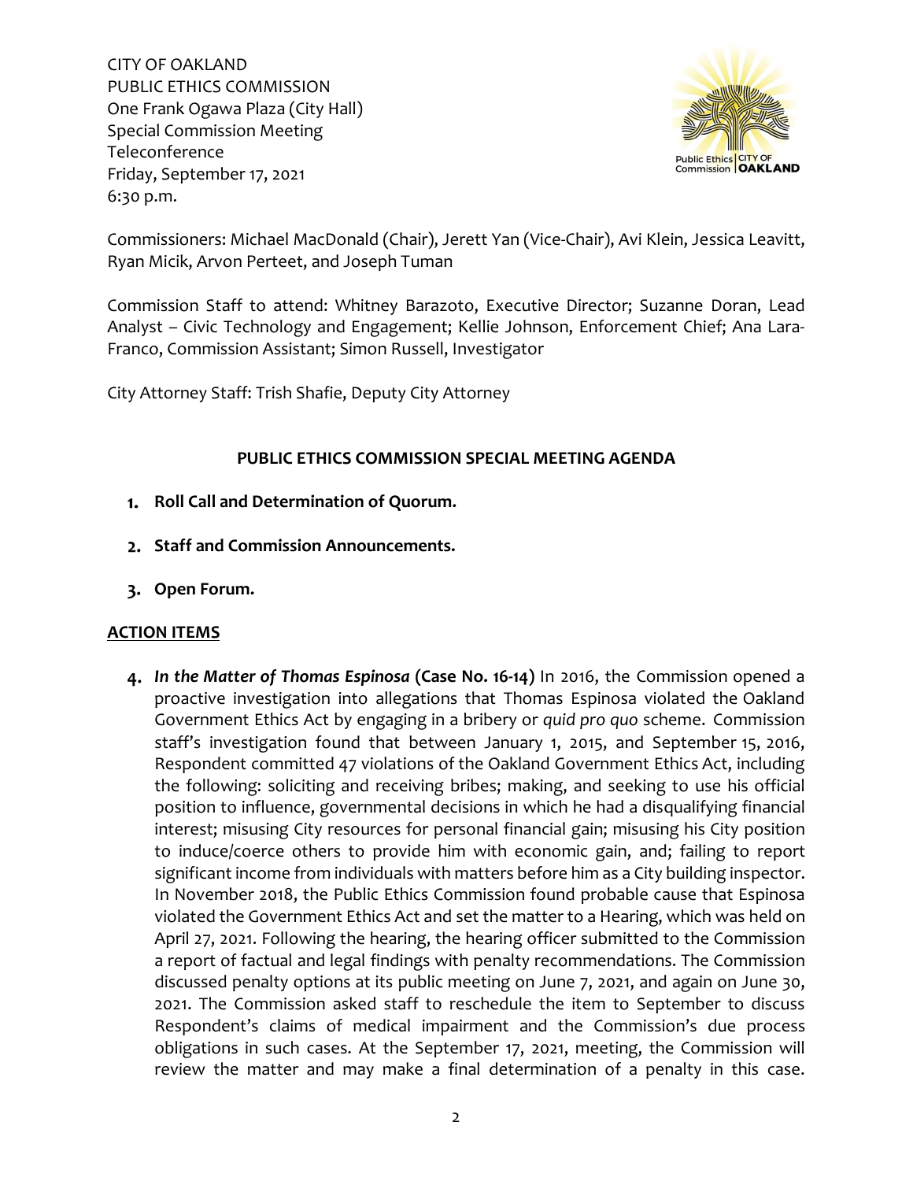CITY OF OAKLAND
PUBLIC ETHICS COMMISSION
One Frank Ogawa Plaza (City Hall)
Special Commission Meeting
Teleconference
Friday, September 17, 2021
6:30 p.m.

Commissioners: Michael MacDonald (Chair), Jerett Yan (Vice-Chair), Avi Klein, Jessica Leavitt, Ryan Micik, Arvon Perteet, and Joseph Tuman

Commission Staff to attend: Whitney Barazoto, Executive Director; Suzanne Doran, Lead Analyst – Civic Technology and Engagement; Kellie Johnson, Enforcement Chief; Ana Lara-Franco, Commission Assistant; Simon Russell, Investigator

City Attorney Staff: Trish Shafie, Deputy City Attorney

## PUBLIC ETHICS COMMISSION SPECIAL MEETING AGENDA

1. **Roll Call and Determination of Quorum.**
2. **Staff and Commission Announcements.**
3. **Open Forum.**

## ACTION ITEMS

4. ***In the Matter of Thomas Espinosa* (Case No. 16-14)** In 2016, the Commission opened a proactive investigation into allegations that Thomas Espinosa violated the Oakland Government Ethics Act by engaging in a bribery or *quid pro quo* scheme. Commission staff's investigation found that between January 1, 2015, and September 15, 2016, Respondent committed 47 violations of the Oakland Government Ethics Act, including the following: soliciting and receiving bribes; making, and seeking to use his official position to influence, governmental decisions in which he had a disqualifying financial interest; misusing City resources for personal financial gain; misusing his City position to induce/coerce others to provide him with economic gain, and; failing to report significant income from individuals with matters before him as a City building inspector. In November 2018, the Public Ethics Commission found probable cause that Espinosa violated the Government Ethics Act and set the matter to a Hearing, which was held on April 27, 2021. Following the hearing, the hearing officer submitted to the Commission a report of factual and legal findings with penalty recommendations. The Commission discussed penalty options at its public meeting on June 7, 2021, and again on June 30, 2021. The Commission asked staff to reschedule the item to September to discuss Respondent's claims of medical impairment and the Commission's due process obligations in such cases. At the September 17, 2021, meeting, the Commission will review the matter and may make a final determination of a penalty in this case.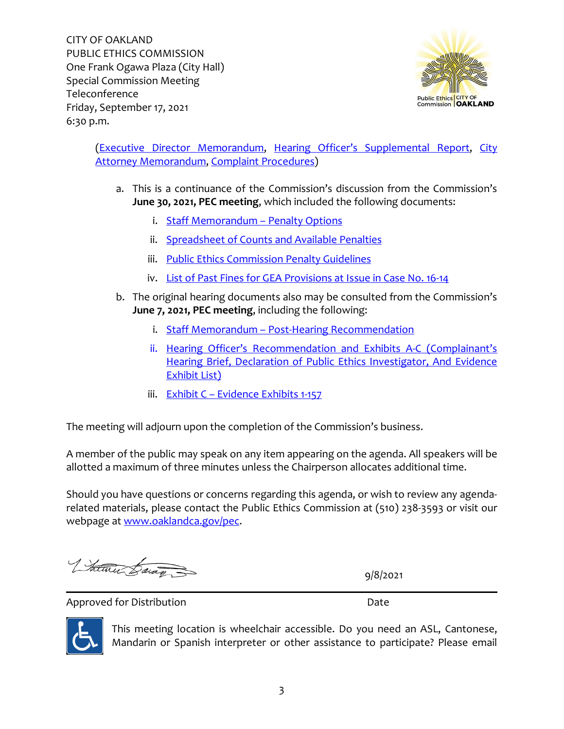CITY OF OAKLAND
PUBLIC ETHICS COMMISSION
One Frank Ogawa Plaza (City Hall)
Special Commission Meeting
Teleconference
Friday, September 17, 2021
6:30 p.m.

(Executive Director Memorandum, Hearing Officer's Supplemental Report, City Attorney Memorandum, Complaint Procedures)

a. This is a continuance of the Commission's discussion from the Commission's **June 30, 2021, PEC meeting**, which included the following documents:

   i. Staff Memorandum – Penalty Options

   ii. Spreadsheet of Counts and Available Penalties

   iii. Public Ethics Commission Penalty Guidelines

   iv. List of Past Fines for GEA Provisions at Issue in Case No. 16-14

b. The original hearing documents also may be consulted from the Commission's **June 7, 2021, PEC meeting**, including the following:

   i. Staff Memorandum – Post-Hearing Recommendation

   ii. Hearing Officer's Recommendation and Exhibits A-C (Complainant's Hearing Brief, Declaration of Public Ethics Investigator, And Evidence Exhibit List)

   iii. Exhibit C – Evidence Exhibits 1-157

The meeting will adjourn upon the completion of the Commission's business.

A member of the public may speak on any item appearing on the agenda. All speakers will be allotted a maximum of three minutes unless the Chairperson allocates additional time.

Should you have questions or concerns regarding this agenda, or wish to review any agenda-related materials, please contact the Public Ethics Commission at (510) 238-3593 or visit our webpage at www.oaklandca.gov/pec.

9/8/2021

Approved for Distribution | Date

This meeting location is wheelchair accessible. Do you need an ASL, Cantonese, Mandarin or Spanish interpreter or other assistance to participate? Please email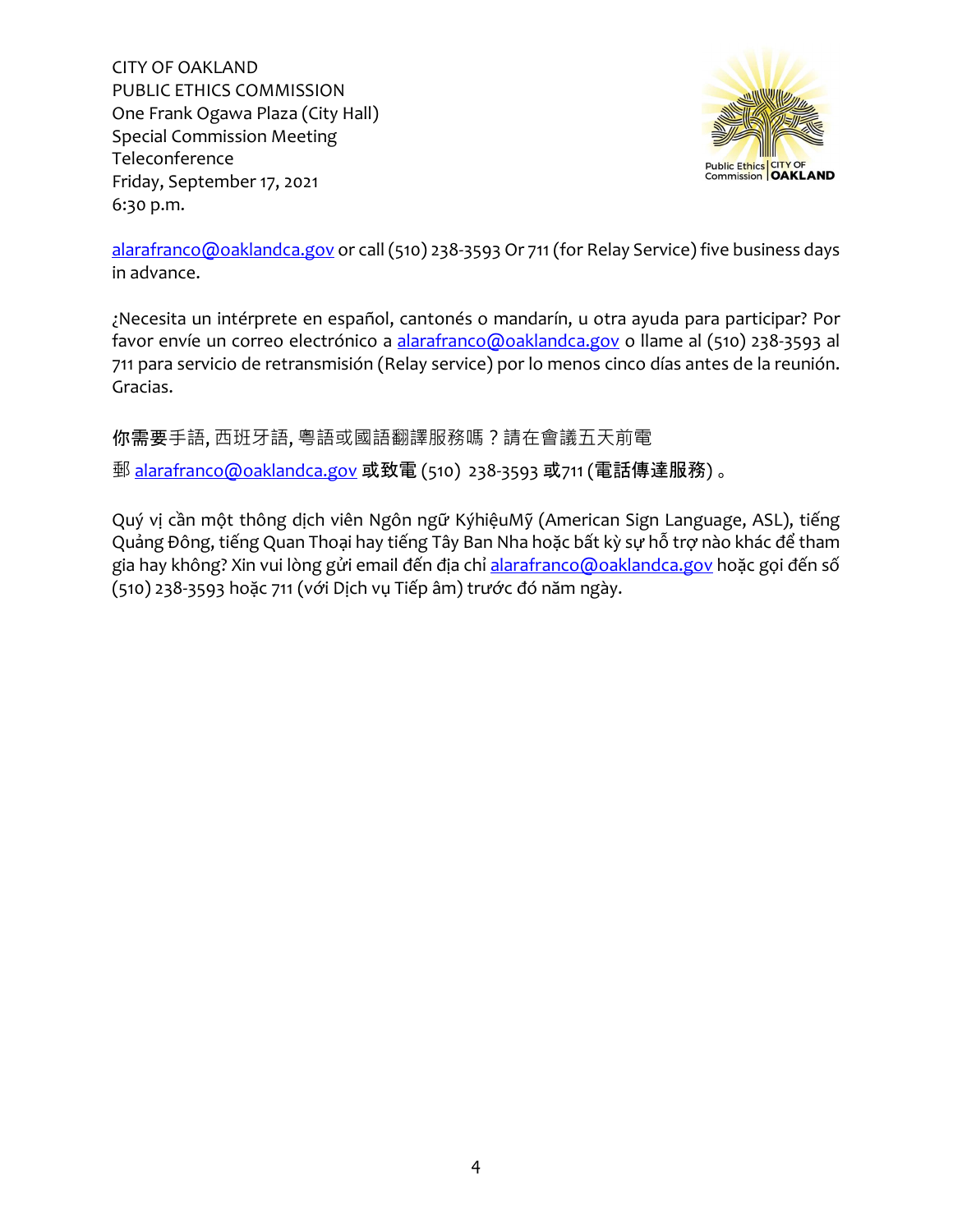CITY OF OAKLAND
PUBLIC ETHICS COMMISSION
One Frank Ogawa Plaza (City Hall)
Special Commission Meeting
Teleconference
Friday, September 17, 2021
6:30 p.m.

alarafranco@oaklandca.gov or call (510) 238-3593 Or 711 (for Relay Service) five business days in advance.

¿Necesita un intérprete en español, cantonés o mandarín, u otra ayuda para participar? Por favor envíe un correo electrónico a alarafranco@oaklandca.gov o llame al (510) 238-3593 al 711 para servicio de retransmisión (Relay service) por lo menos cinco días antes de la reunión. Gracias.

你需要手語, 西班牙語, 粵語或國語翻譯服務嗎？請在會議五天前電郵 alarafranco@oaklandca.gov 或致電 (510) 238-3593 或711 (電話傳達服務) 。

Quý vị cần một thông dịch viên Ngôn ngữ KýhiệuMỹ (American Sign Language, ASL), tiếng Quảng Đông, tiếng Quan Thoại hay tiếng Tây Ban Nha hoặc bất kỳ sự hỗ trợ nào khác để tham gia hay không? Xin vui lòng gửi email đến địa chỉ alarafranco@oaklandca.gov hoặc gọi đến số (510) 238-3593 hoặc 711 (với Dịch vụ Tiếp âm) trước đó năm ngày.